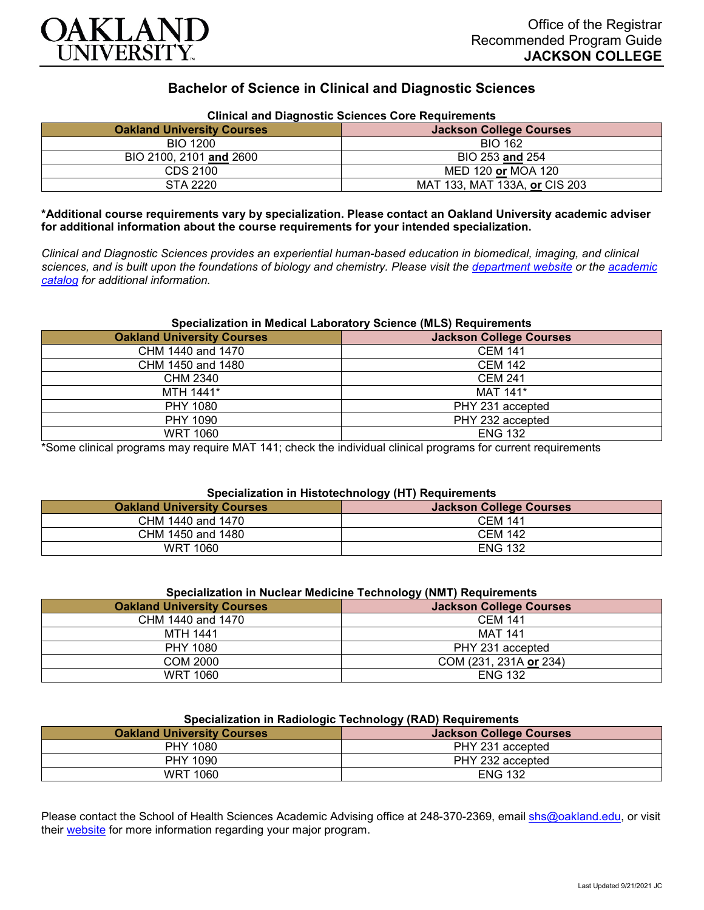OAKLAND UNIVERSITY

Office of the Registrar
Recommended Program Guide
**JACKSON COLLEGE**

# Bachelor of Science in Clinical and Diagnostic Sciences

### Clinical and Diagnostic Sciences Core Requirements

| Oakland University Courses | Jackson College Courses |
|---|---|
| BIO 1200 | BIO 162 |
| BIO 2100, 2101 **and** 2600 | BIO 253 **and** 254 |
| CDS 2100 | MED 120 **or** MOA 120 |
| STA 2220 | MAT 133, MAT 133A, **or** CIS 203 |

**\*Additional course requirements vary by specialization. Please contact an Oakland University academic adviser for additional information about the course requirements for your intended specialization.**

*Clinical and Diagnostic Sciences provides an experiential human-based education in biomedical, imaging, and clinical sciences, and is built upon the foundations of biology and chemistry. Please visit the department website or the academic catalog for additional information.*

### Specialization in Medical Laboratory Science (MLS) Requirements

| Oakland University Courses | Jackson College Courses |
|---|---|
| CHM 1440 and 1470 | CEM 141 |
| CHM 1450 and 1480 | CEM 142 |
| CHM 2340 | CEM 241 |
| MTH 1441* | MAT 141* |
| PHY 1080 | PHY 231 accepted |
| PHY 1090 | PHY 232 accepted |
| WRT 1060 | ENG 132 |

*Some clinical programs may require MAT 141; check the individual clinical programs for current requirements

### Specialization in Histotechnology (HT) Requirements

| Oakland University Courses | Jackson College Courses |
|---|---|
| CHM 1440 and 1470 | CEM 141 |
| CHM 1450 and 1480 | CEM 142 |
| WRT 1060 | ENG 132 |

### Specialization in Nuclear Medicine Technology (NMT) Requirements

| Oakland University Courses | Jackson College Courses |
|---|---|
| CHM 1440 and 1470 | CEM 141 |
| MTH 1441 | MAT 141 |
| PHY 1080 | PHY 231 accepted |
| COM 2000 | COM (231, 231A **or** 234) |
| WRT 1060 | ENG 132 |

### Specialization in Radiologic Technology (RAD) Requirements

| Oakland University Courses | Jackson College Courses |
|---|---|
| PHY 1080 | PHY 231 accepted |
| PHY 1090 | PHY 232 accepted |
| WRT 1060 | ENG 132 |

Please contact the School of Health Sciences Academic Advising office at 248-370-2369, email shs@oakland.edu, or visit their website for more information regarding your major program.

Last Updated 9/21/2021 JC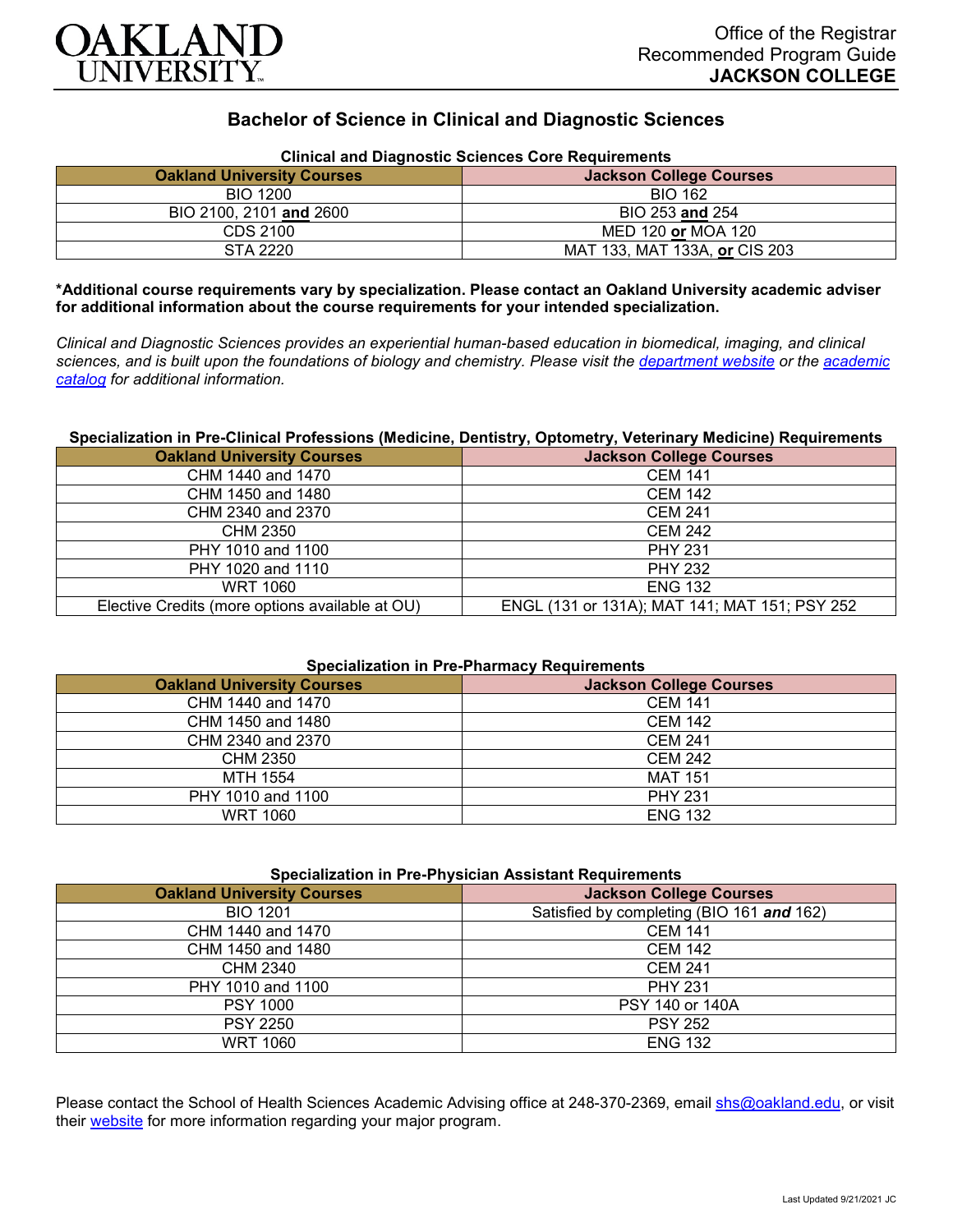# Bachelor of Science in Clinical and Diagnostic Sciences

### Clinical and Diagnostic Sciences Core Requirements

| Oakland University Courses | Jackson College Courses |
|---|---|
| BIO 1200 | BIO 162 |
| BIO 2100, 2101 **and** 2600 | BIO 253 **and** 254 |
| CDS 2100 | MED 120 **or** MOA 120 |
| STA 2220 | MAT 133, MAT 133A, **or** CIS 203 |

**\*Additional course requirements vary by specialization. Please contact an Oakland University academic adviser for additional information about the course requirements for your intended specialization.**

*Clinical and Diagnostic Sciences provides an experiential human-based education in biomedical, imaging, and clinical sciences, and is built upon the foundations of biology and chemistry. Please visit the department website or the academic catalog for additional information.*

### Specialization in Pre-Clinical Professions (Medicine, Dentistry, Optometry, Veterinary Medicine) Requirements

| Oakland University Courses | Jackson College Courses |
|---|---|
| CHM 1440 and 1470 | CEM 141 |
| CHM 1450 and 1480 | CEM 142 |
| CHM 2340 and 2370 | CEM 241 |
| CHM 2350 | CEM 242 |
| PHY 1010 and 1100 | PHY 231 |
| PHY 1020 and 1110 | PHY 232 |
| WRT 1060 | ENG 132 |
| Elective Credits (more options available at OU) | ENGL (131 or 131A); MAT 141; MAT 151; PSY 252 |

### Specialization in Pre-Pharmacy Requirements

| Oakland University Courses | Jackson College Courses |
|---|---|
| CHM 1440 and 1470 | CEM 141 |
| CHM 1450 and 1480 | CEM 142 |
| CHM 2340 and 2370 | CEM 241 |
| CHM 2350 | CEM 242 |
| MTH 1554 | MAT 151 |
| PHY 1010 and 1100 | PHY 231 |
| WRT 1060 | ENG 132 |

### Specialization in Pre-Physician Assistant Requirements

| Oakland University Courses | Jackson College Courses |
|---|---|
| BIO 1201 | Satisfied by completing (BIO 161 ***and*** 162) |
| CHM 1440 and 1470 | CEM 141 |
| CHM 1450 and 1480 | CEM 142 |
| CHM 2340 | CEM 241 |
| PHY 1010 and 1100 | PHY 231 |
| PSY 1000 | PSY 140 or 140A |
| PSY 2250 | PSY 252 |
| WRT 1060 | ENG 132 |

Please contact the School of Health Sciences Academic Advising office at 248-370-2369, email shs@oakland.edu, or visit their website for more information regarding your major program.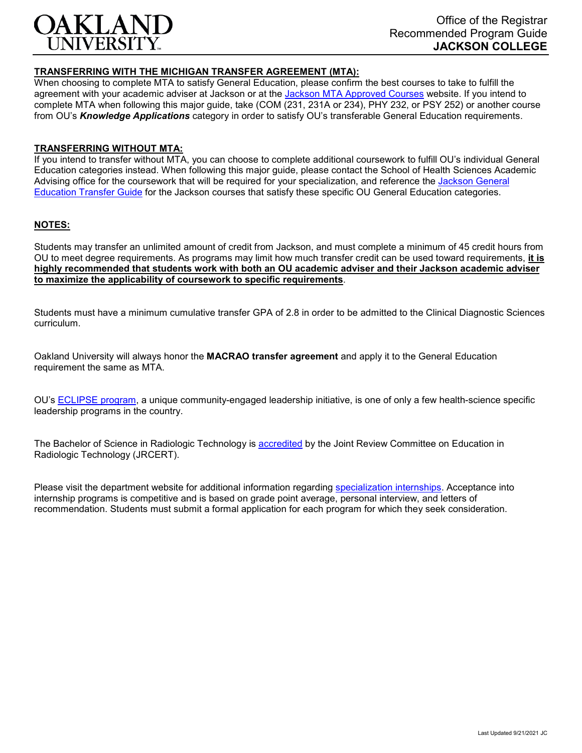**TRANSFERRING WITH THE MICHIGAN TRANSFER AGREEMENT (MTA):**

When choosing to complete MTA to satisfy General Education, please confirm the best courses to take to fulfill the agreement with your academic adviser at Jackson or at the Jackson MTA Approved Courses website. If you intend to complete MTA when following this major guide, take (COM (231, 231A or 234), PHY 232, or PSY 252) or another course from OU's ***Knowledge Applications*** category in order to satisfy OU's transferable General Education requirements.

**TRANSFERRING WITHOUT MTA:**

If you intend to transfer without MTA, you can choose to complete additional coursework to fulfill OU's individual General Education categories instead. When following this major guide, please contact the School of Health Sciences Academic Advising office for the coursework that will be required for your specialization, and reference the Jackson General Education Transfer Guide for the Jackson courses that satisfy these specific OU General Education categories.

**NOTES:**

Students may transfer an unlimited amount of credit from Jackson, and must complete a minimum of 45 credit hours from OU to meet degree requirements. As programs may limit how much transfer credit can be used toward requirements, **it is highly recommended that students work with both an OU academic adviser and their Jackson academic adviser to maximize the applicability of coursework to specific requirements**.

Students must have a minimum cumulative transfer GPA of 2.8 in order to be admitted to the Clinical Diagnostic Sciences curriculum.

Oakland University will always honor the **MACRAO transfer agreement** and apply it to the General Education requirement the same as MTA.

OU's ECLIPSE program, a unique community-engaged leadership initiative, is one of only a few health-science specific leadership programs in the country.

The Bachelor of Science in Radiologic Technology is accredited by the Joint Review Committee on Education in Radiologic Technology (JRCERT).

Please visit the department website for additional information regarding specialization internships. Acceptance into internship programs is competitive and is based on grade point average, personal interview, and letters of recommendation. Students must submit a formal application for each program for which they seek consideration.